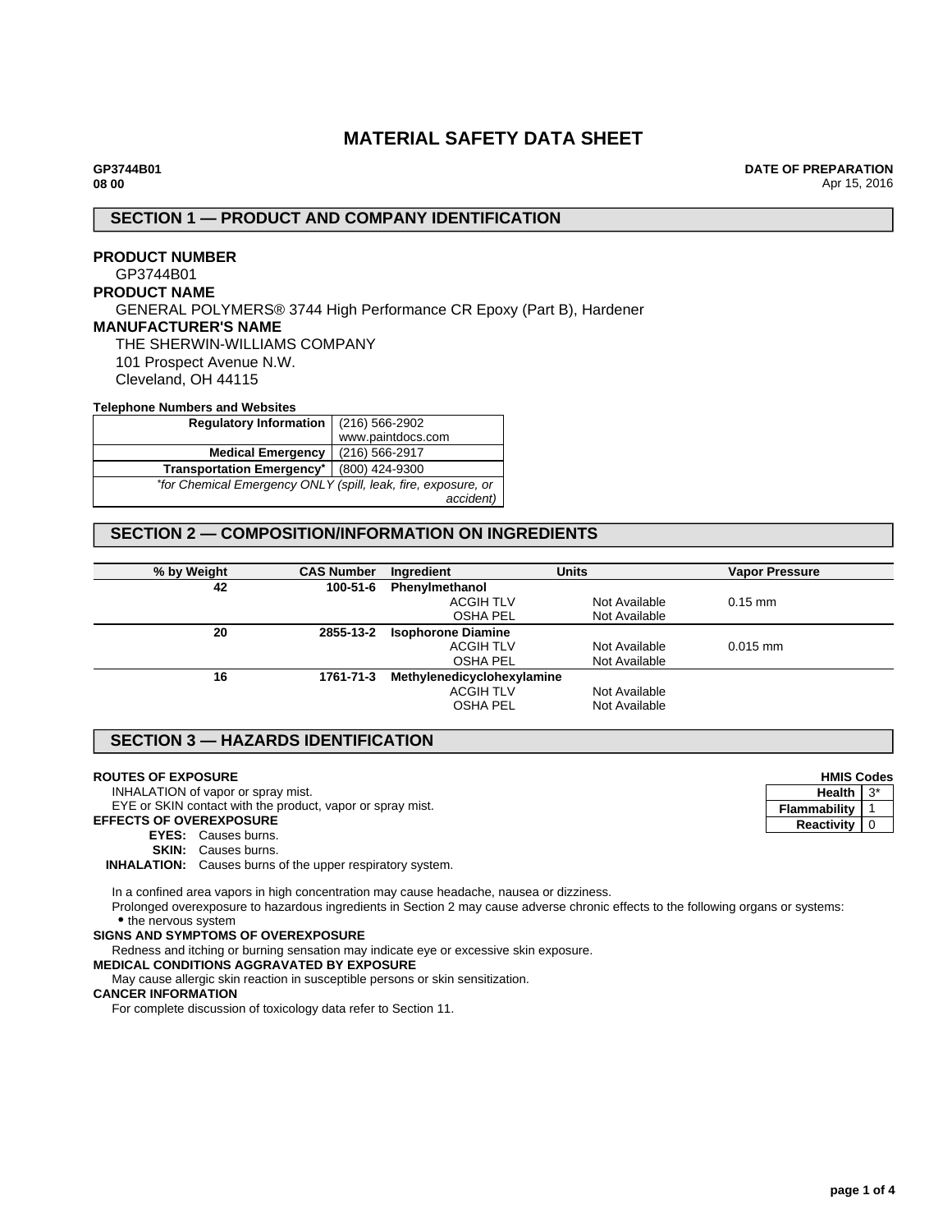# MATERIAL SAFETY DATA SHEET

**GP3744B01**
**08 00**

**DATE OF PREPARATION**
Apr 15, 2016

## SECTION 1 — PRODUCT AND COMPANY IDENTIFICATION

**PRODUCT NUMBER**
GP3744B01

**PRODUCT NAME**
GENERAL POLYMERS® 3744 High Performance CR Epoxy (Part B), Hardener

**MANUFACTURER'S NAME**
THE SHERWIN-WILLIAMS COMPANY
101 Prospect Avenue N.W.
Cleveland, OH 44115

**Telephone Numbers and Websites**

| | |
|---|---|
| **Regulatory Information** | (216) 566-2902<br>www.paintdocs.com |
| **Medical Emergency** | (216) 566-2917 |
| **Transportation Emergency*** | (800) 424-9300 |
| *\*for Chemical Emergency ONLY (spill, leak, fire, exposure, or accident)* | |

## SECTION 2 — COMPOSITION/INFORMATION ON INGREDIENTS

| % by Weight | CAS Number | Ingredient | Units | Vapor Pressure |
|---|---|---|---|---|
| **42** | **100-51-6** | **Phenylmethanol** | | |
| | | ACGIH TLV | Not Available | 0.15 mm |
| | | OSHA PEL | Not Available | |
| **20** | **2855-13-2** | **Isophorone Diamine** | | |
| | | ACGIH TLV | Not Available | 0.015 mm |
| | | OSHA PEL | Not Available | |
| **16** | **1761-71-3** | **Methylenedicyclohexylamine** | | |
| | | ACGIH TLV | Not Available | |
| | | OSHA PEL | Not Available | |

## SECTION 3 — HAZARDS IDENTIFICATION

| HMIS Codes | |
|---|---|
| **Health** | 3* |
| **Flammability** | 1 |
| **Reactivity** | 0 |

**ROUTES OF EXPOSURE**

INHALATION of vapor or spray mist.
EYE or SKIN contact with the product, vapor or spray mist.

**EFFECTS OF OVEREXPOSURE**

**EYES:** Causes burns.
**SKIN:** Causes burns.
**INHALATION:** Causes burns of the upper respiratory system.

In a confined area vapors in high concentration may cause headache, nausea or dizziness.
Prolonged overexposure to hazardous ingredients in Section 2 may cause adverse chronic effects to the following organs or systems:

- the nervous system

**SIGNS AND SYMPTOMS OF OVEREXPOSURE**

Redness and itching or burning sensation may indicate eye or excessive skin exposure.

**MEDICAL CONDITIONS AGGRAVATED BY EXPOSURE**

May cause allergic skin reaction in susceptible persons or skin sensitization.

**CANCER INFORMATION**

For complete discussion of toxicology data refer to Section 11.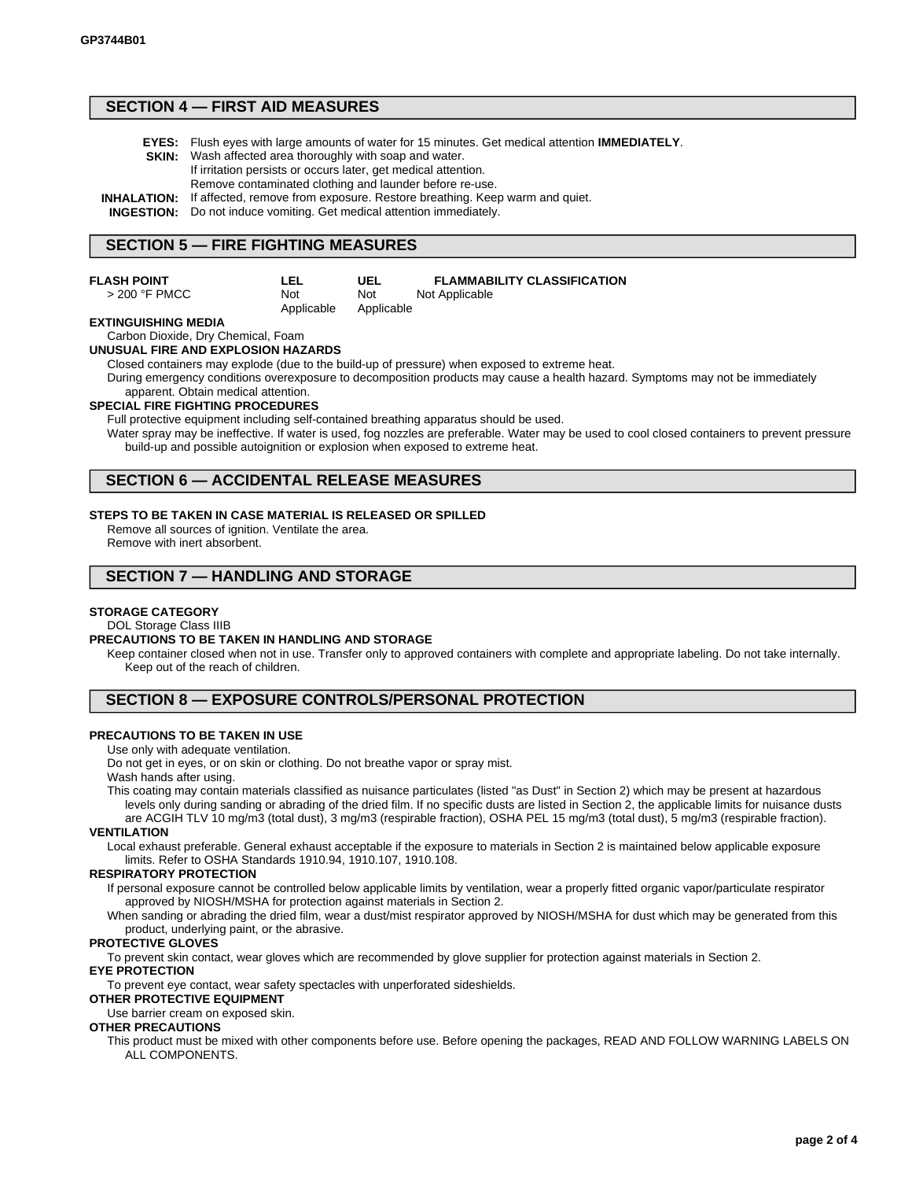GP3744B01

## SECTION 4 — FIRST AID MEASURES

**EYES:** Flush eyes with large amounts of water for 15 minutes. Get medical attention **IMMEDIATELY**.

**SKIN:** Wash affected area thoroughly with soap and water.
If irritation persists or occurs later, get medical attention.
Remove contaminated clothing and launder before re-use.

**INHALATION:** If affected, remove from exposure. Restore breathing. Keep warm and quiet.

**INGESTION:** Do not induce vomiting. Get medical attention immediately.

## SECTION 5 — FIRE FIGHTING MEASURES

| FLASH POINT | LEL | UEL | FLAMMABILITY CLASSIFICATION |
|---|---|---|---|
| > 200 °F PMCC | Not Applicable | Not Applicable | Not Applicable |

**EXTINGUISHING MEDIA**

Carbon Dioxide, Dry Chemical, Foam

**UNUSUAL FIRE AND EXPLOSION HAZARDS**

Closed containers may explode (due to the build-up of pressure) when exposed to extreme heat.

During emergency conditions overexposure to decomposition products may cause a health hazard. Symptoms may not be immediately apparent. Obtain medical attention.

**SPECIAL FIRE FIGHTING PROCEDURES**

Full protective equipment including self-contained breathing apparatus should be used.

Water spray may be ineffective. If water is used, fog nozzles are preferable. Water may be used to cool closed containers to prevent pressure build-up and possible autoignition or explosion when exposed to extreme heat.

## SECTION 6 — ACCIDENTAL RELEASE MEASURES

**STEPS TO BE TAKEN IN CASE MATERIAL IS RELEASED OR SPILLED**

Remove all sources of ignition. Ventilate the area.
Remove with inert absorbent.

## SECTION 7 — HANDLING AND STORAGE

**STORAGE CATEGORY**

DOL Storage Class IIIB

**PRECAUTIONS TO BE TAKEN IN HANDLING AND STORAGE**

Keep container closed when not in use. Transfer only to approved containers with complete and appropriate labeling. Do not take internally. Keep out of the reach of children.

## SECTION 8 — EXPOSURE CONTROLS/PERSONAL PROTECTION

**PRECAUTIONS TO BE TAKEN IN USE**

Use only with adequate ventilation.

Do not get in eyes, or on skin or clothing. Do not breathe vapor or spray mist.

Wash hands after using.

This coating may contain materials classified as nuisance particulates (listed "as Dust" in Section 2) which may be present at hazardous levels only during sanding or abrading of the dried film. If no specific dusts are listed in Section 2, the applicable limits for nuisance dusts are ACGIH TLV 10 mg/m3 (total dust), 3 mg/m3 (respirable fraction), OSHA PEL 15 mg/m3 (total dust), 5 mg/m3 (respirable fraction).

**VENTILATION**

Local exhaust preferable. General exhaust acceptable if the exposure to materials in Section 2 is maintained below applicable exposure limits. Refer to OSHA Standards 1910.94, 1910.107, 1910.108.

**RESPIRATORY PROTECTION**

If personal exposure cannot be controlled below applicable limits by ventilation, wear a properly fitted organic vapor/particulate respirator approved by NIOSH/MSHA for protection against materials in Section 2.

When sanding or abrading the dried film, wear a dust/mist respirator approved by NIOSH/MSHA for dust which may be generated from this product, underlying paint, or the abrasive.

**PROTECTIVE GLOVES**

To prevent skin contact, wear gloves which are recommended by glove supplier for protection against materials in Section 2.

**EYE PROTECTION**

To prevent eye contact, wear safety spectacles with unperforated sideshields.

**OTHER PROTECTIVE EQUIPMENT**

Use barrier cream on exposed skin.

**OTHER PRECAUTIONS**

This product must be mixed with other components before use. Before opening the packages, READ AND FOLLOW WARNING LABELS ON ALL COMPONENTS.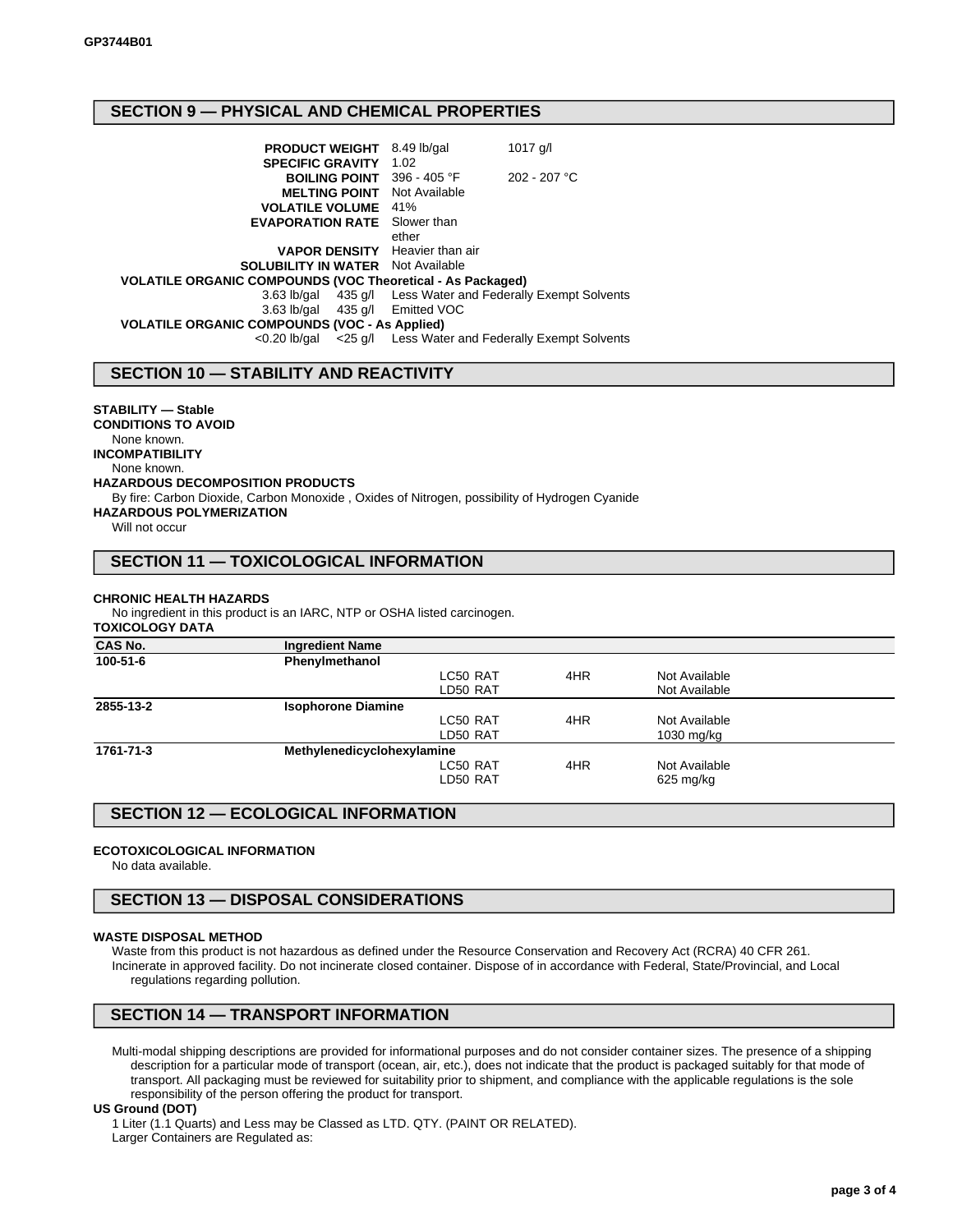## SECTION 9 — PHYSICAL AND CHEMICAL PROPERTIES

| | | |
|---|---|---|
| **PRODUCT WEIGHT** | 8.49 lb/gal | 1017 g/l |
| **SPECIFIC GRAVITY** | 1.02 | |
| **BOILING POINT** | 396 - 405 °F | 202 - 207 °C |
| **MELTING POINT** | Not Available | |
| **VOLATILE VOLUME** | 41% | |
| **EVAPORATION RATE** | Slower than ether | |
| **VAPOR DENSITY** | Heavier than air | |
| **SOLUBILITY IN WATER** | Not Available | |

**VOLATILE ORGANIC COMPOUNDS (VOC Theoretical - As Packaged)**

| | | |
|---|---|---|
| 3.63 lb/gal | 435 g/l | Less Water and Federally Exempt Solvents |
| 3.63 lb/gal | 435 g/l | Emitted VOC |

**VOLATILE ORGANIC COMPOUNDS (VOC - As Applied)**

| | | |
|---|---|---|
| <0.20 lb/gal | <25 g/l | Less Water and Federally Exempt Solvents |

## SECTION 10 — STABILITY AND REACTIVITY

**STABILITY — Stable**

**CONDITIONS TO AVOID**

None known.

**INCOMPATIBILITY**

None known.

**HAZARDOUS DECOMPOSITION PRODUCTS**

By fire: Carbon Dioxide, Carbon Monoxide , Oxides of Nitrogen, possibility of Hydrogen Cyanide

**HAZARDOUS POLYMERIZATION**

Will not occur

## SECTION 11 — TOXICOLOGICAL INFORMATION

**CHRONIC HEALTH HAZARDS**

No ingredient in this product is an IARC, NTP or OSHA listed carcinogen.

**TOXICOLOGY DATA**

| CAS No. | Ingredient Name | | | |
|---|---|---|---|---|
| **100-51-6** | **Phenylmethanol** | | | |
| | | LC50 RAT | 4HR | Not Available |
| | | LD50 RAT | | Not Available |
| **2855-13-2** | **Isophorone Diamine** | | | |
| | | LC50 RAT | 4HR | Not Available |
| | | LD50 RAT | | 1030 mg/kg |
| **1761-71-3** | **Methylenedicyclohexylamine** | | | |
| | | LC50 RAT | 4HR | Not Available |
| | | LD50 RAT | | 625 mg/kg |

## SECTION 12 — ECOLOGICAL INFORMATION

**ECOTOXICOLOGICAL INFORMATION**

No data available.

## SECTION 13 — DISPOSAL CONSIDERATIONS

**WASTE DISPOSAL METHOD**

Waste from this product is not hazardous as defined under the Resource Conservation and Recovery Act (RCRA) 40 CFR 261.

Incinerate in approved facility. Do not incinerate closed container. Dispose of in accordance with Federal, State/Provincial, and Local regulations regarding pollution.

## SECTION 14 — TRANSPORT INFORMATION

Multi-modal shipping descriptions are provided for informational purposes and do not consider container sizes. The presence of a shipping description for a particular mode of transport (ocean, air, etc.), does not indicate that the product is packaged suitably for that mode of transport. All packaging must be reviewed for suitability prior to shipment, and compliance with the applicable regulations is the sole responsibility of the person offering the product for transport.

**US Ground (DOT)**

1 Liter (1.1 Quarts) and Less may be Classed as LTD. QTY. (PAINT OR RELATED).

Larger Containers are Regulated as: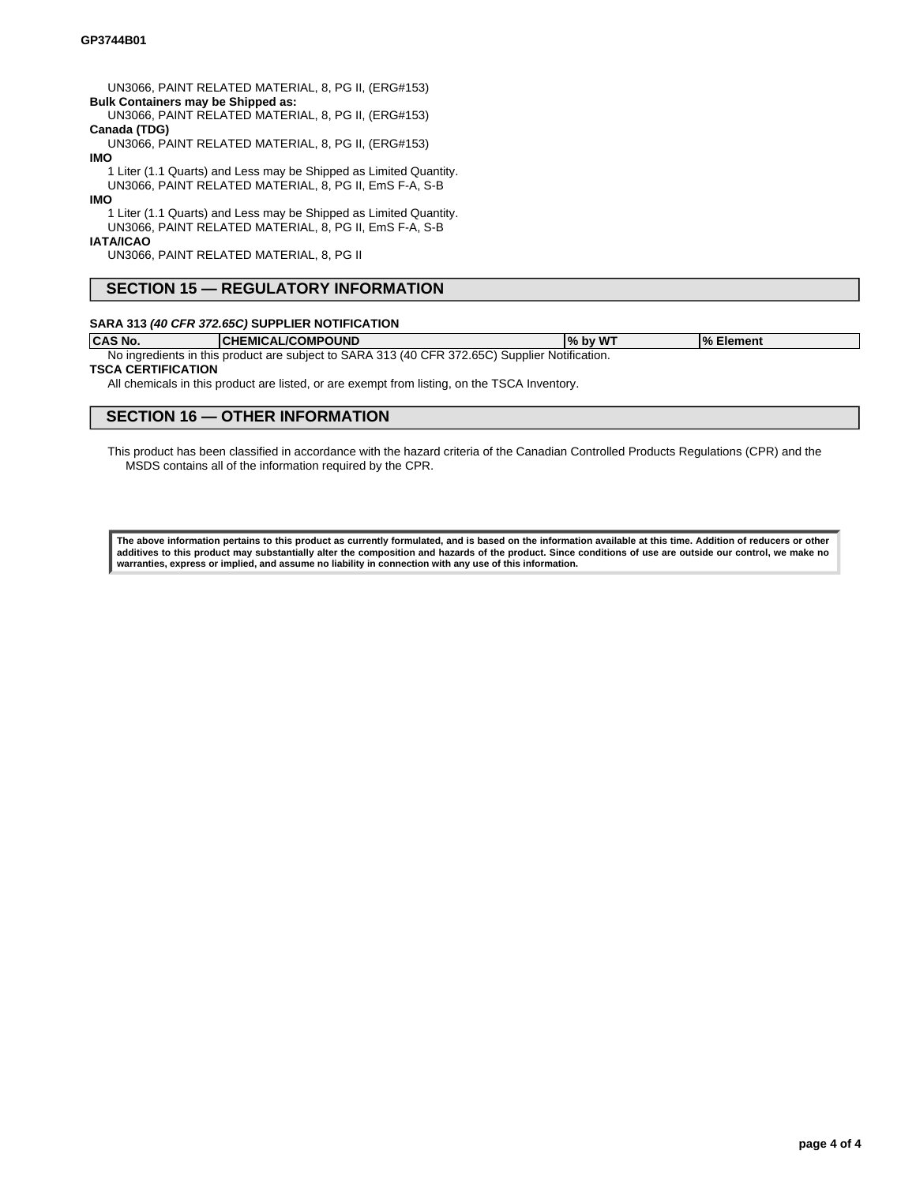UN3066, PAINT RELATED MATERIAL, 8, PG II, (ERG#153)

**Bulk Containers may be Shipped as:**

UN3066, PAINT RELATED MATERIAL, 8, PG II, (ERG#153)

**Canada (TDG)**

UN3066, PAINT RELATED MATERIAL, 8, PG II, (ERG#153)

**IMO**

1 Liter (1.1 Quarts) and Less may be Shipped as Limited Quantity.

UN3066, PAINT RELATED MATERIAL, 8, PG II, EmS F-A, S-B

**IMO**

1 Liter (1.1 Quarts) and Less may be Shipped as Limited Quantity.

UN3066, PAINT RELATED MATERIAL, 8, PG II, EmS F-A, S-B

**IATA/ICAO**

UN3066, PAINT RELATED MATERIAL, 8, PG II

## SECTION 15 — REGULATORY INFORMATION

**SARA 313 *(40 CFR 372.65C)* SUPPLIER NOTIFICATION**

| CAS No. | CHEMICAL/COMPOUND | % by WT | % Element |
|---|---|---|---|

No ingredients in this product are subject to SARA 313 (40 CFR 372.65C) Supplier Notification.

**TSCA CERTIFICATION**

All chemicals in this product are listed, or are exempt from listing, on the TSCA Inventory.

## SECTION 16 — OTHER INFORMATION

This product has been classified in accordance with the hazard criteria of the Canadian Controlled Products Regulations (CPR) and the MSDS contains all of the information required by the CPR.

**The above information pertains to this product as currently formulated, and is based on the information available at this time. Addition of reducers or other additives to this product may substantially alter the composition and hazards of the product. Since conditions of use are outside our control, we make no warranties, express or implied, and assume no liability in connection with any use of this information.**